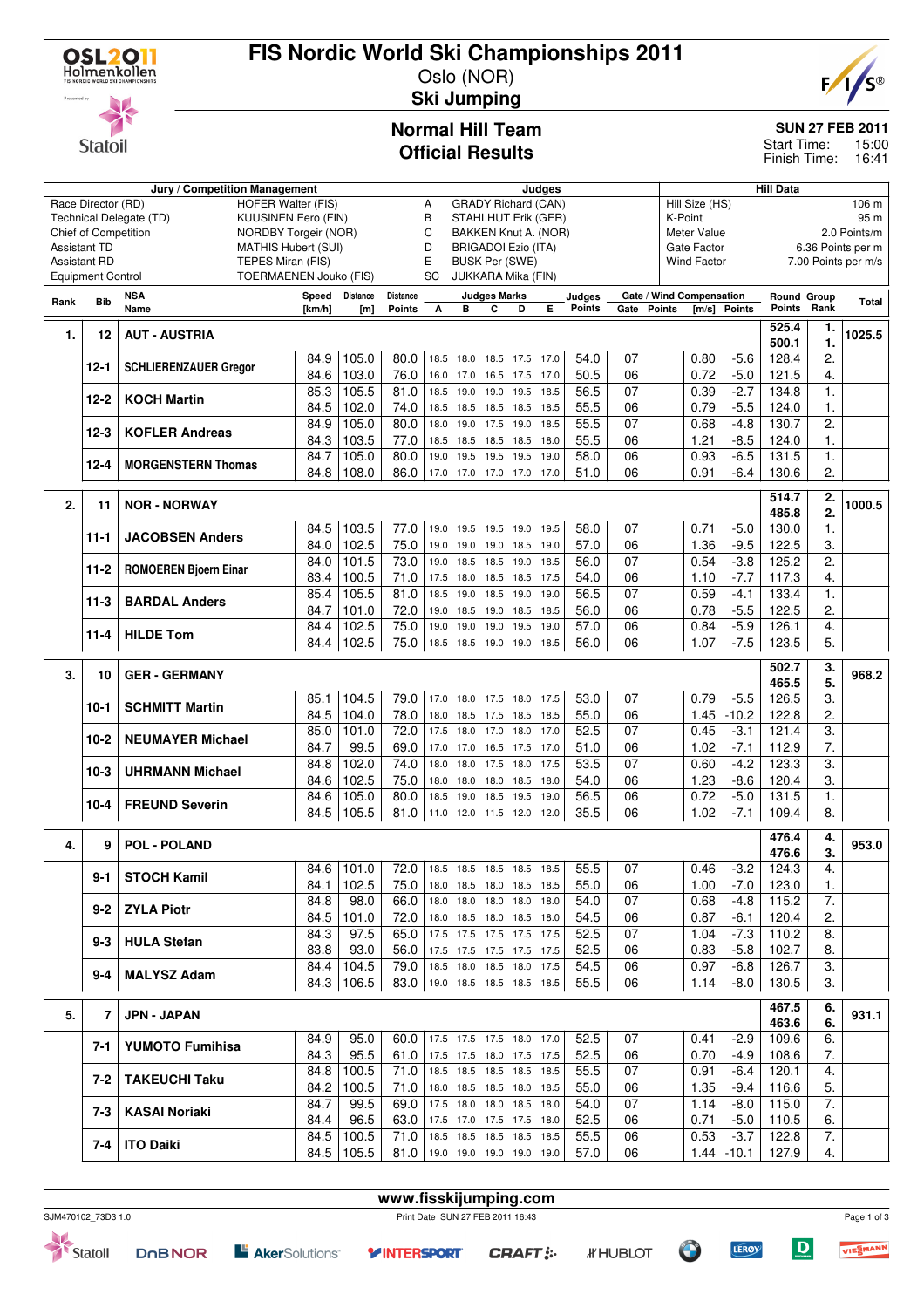# FIS Nordic World Ski Championships 2011

Oslo (NOR)

**Ski Jumping**

## Normal Hill Team
## Official Results

**SUN 27 FEB 2011**
Start Time: 15:00
Finish Time: 16:41

| Jury / Competition Management | | Judges | | Hill Data | |
|---|---|---|---|---|---|
| Race Director (RD) | HOFER Walter (FIS) | A | GRADY Richard (CAN) | Hill Size (HS) | 106 m |
| Technical Delegate (TD) | KUUSINEN Eero (FIN) | B | STAHLHUT Erik (GER) | K-Point | 95 m |
| Chief of Competition | NORDBY Torgeir (NOR) | C | BAKKEN Knut A. (NOR) | Meter Value | 2.0 Points/m |
| Assistant TD | MATHIS Hubert (SUI) | D | BRIGADOI Ezio (ITA) | Gate Factor | 6.36 Points per m |
| Assistant RD | TEPES Miran (FIS) | E | BUSK Per (SWE) | Wind Factor | 7.00 Points per m/s |
| Equipment Control | TOERMAENEN Jouko (FIS) | SC | JUKKARA Mika (FIN) | | |

| Rank | Bib | NSA Name | Speed [km/h] | Distance [m] | Distance Points | A | B | C | D | E | Judges Points | Gate | Gate Points | Wind [m/s] | Wind Points | Round Points | Group Rank | Total |
|---|---|---|---|---|---|---|---|---|---|---|---|---|---|---|---|---|---|---|
| 1. | 12 | AUT - AUSTRIA | | | | | | | | | | | | | | 525.4 / 500.1 | 1. / 1. | 1025.5 |
| | 12-1 | SCHLIERENZAUER Gregor | 84.9 | 105.0 | 80.0 | 18.5 | 18.0 | 18.5 | 17.5 | 17.0 | 54.0 | 07 | | 0.80 | -5.6 | 128.4 | 2. | |
| | | | 84.6 | 103.0 | 76.0 | 16.0 | 17.0 | 16.5 | 17.5 | 17.0 | 50.5 | 06 | | 0.72 | -5.0 | 121.5 | 4. | |
| | 12-2 | KOCH Martin | 85.3 | 105.5 | 81.0 | 18.5 | 19.0 | 19.0 | 19.5 | 18.5 | 56.5 | 07 | | 0.39 | -2.7 | 134.8 | 1. | |
| | | | 84.5 | 102.0 | 74.0 | 18.5 | 18.5 | 18.5 | 18.5 | 18.5 | 55.5 | 06 | | 0.79 | -5.5 | 124.0 | 1. | |
| | 12-3 | KOFLER Andreas | 84.9 | 105.0 | 80.0 | 18.0 | 19.0 | 17.5 | 19.0 | 18.5 | 55.5 | 07 | | 0.68 | -4.8 | 130.7 | 2. | |
| | | | 84.3 | 103.5 | 77.0 | 18.5 | 18.5 | 18.5 | 18.5 | 18.0 | 55.5 | 06 | | 1.21 | -8.5 | 124.0 | 1. | |
| | 12-4 | MORGENSTERN Thomas | 84.7 | 105.0 | 80.0 | 19.0 | 19.5 | 19.5 | 19.5 | 19.0 | 58.0 | 06 | | 0.93 | -6.5 | 131.5 | 1. | |
| | | | 84.8 | 108.0 | 86.0 | 17.0 | 17.0 | 17.0 | 17.0 | 17.0 | 51.0 | 06 | | 0.91 | -6.4 | 130.6 | 2. | |
| 2. | 11 | NOR - NORWAY | | | | | | | | | | | | | | 514.7 / 485.8 | 2. / 2. | 1000.5 |
| | 11-1 | JACOBSEN Anders | 84.5 | 103.5 | 77.0 | 19.0 | 19.5 | 19.5 | 19.0 | 19.5 | 58.0 | 07 | | 0.71 | -5.0 | 130.0 | 1. | |
| | | | 84.0 | 102.5 | 75.0 | 19.0 | 19.0 | 19.0 | 18.5 | 19.0 | 57.0 | 06 | | 1.36 | -9.5 | 122.5 | 3. | |
| | 11-2 | ROMOEREN Bjoern Einar | 84.0 | 101.5 | 73.0 | 19.0 | 18.5 | 18.5 | 19.0 | 18.5 | 56.0 | 07 | | 0.54 | -3.8 | 125.2 | 2. | |
| | | | 83.4 | 100.5 | 71.0 | 17.5 | 18.0 | 18.5 | 18.5 | 17.5 | 54.0 | 06 | | 1.10 | -7.7 | 117.3 | 4. | |
| | 11-3 | BARDAL Anders | 85.4 | 105.5 | 81.0 | 18.5 | 19.0 | 18.5 | 19.0 | 19.0 | 56.5 | 07 | | 0.59 | -4.1 | 133.4 | 1. | |
| | | | 84.7 | 101.0 | 72.0 | 19.0 | 18.5 | 19.0 | 18.5 | 18.5 | 56.0 | 06 | | 0.78 | -5.5 | 122.5 | 2. | |
| | 11-4 | HILDE Tom | 84.4 | 102.5 | 75.0 | 19.0 | 19.0 | 19.0 | 19.5 | 19.0 | 57.0 | 06 | | 0.84 | -5.9 | 126.1 | 4. | |
| | | | 84.4 | 102.5 | 75.0 | 18.5 | 18.5 | 19.0 | 19.0 | 18.5 | 56.0 | 06 | | 1.07 | -7.5 | 123.5 | 5. | |
| 3. | 10 | GER - GERMANY | | | | | | | | | | | | | | 502.7 / 465.5 | 3. / 5. | 968.2 |
| | 10-1 | SCHMITT Martin | 85.1 | 104.5 | 79.0 | 17.0 | 18.0 | 17.5 | 18.0 | 17.5 | 53.0 | 07 | | 0.79 | -5.5 | 126.5 | 3. | |
| | | | 84.5 | 104.0 | 78.0 | 18.0 | 18.5 | 17.5 | 18.5 | 18.5 | 55.0 | 06 | | 1.45 | -10.2 | 122.8 | 2. | |
| | 10-2 | NEUMAYER Michael | 85.0 | 101.0 | 72.0 | 17.5 | 18.0 | 17.0 | 18.0 | 17.0 | 52.5 | 07 | | 0.45 | -3.1 | 121.4 | 3. | |
| | | | 84.7 | 99.5 | 69.0 | 17.0 | 17.0 | 16.5 | 17.5 | 17.0 | 51.0 | 06 | | 1.02 | -7.1 | 112.9 | 7. | |
| | 10-3 | UHRMANN Michael | 84.8 | 102.0 | 74.0 | 18.0 | 18.0 | 17.5 | 18.0 | 17.5 | 53.5 | 07 | | 0.60 | -4.2 | 123.3 | 3. | |
| | | | 84.6 | 102.5 | 75.0 | 18.0 | 18.0 | 18.0 | 18.5 | 18.0 | 54.0 | 06 | | 1.23 | -8.6 | 120.4 | 3. | |
| | 10-4 | FREUND Severin | 84.6 | 105.0 | 80.0 | 18.5 | 19.0 | 18.5 | 19.5 | 19.0 | 56.5 | 06 | | 0.72 | -5.0 | 131.5 | 1. | |
| | | | 84.5 | 105.5 | 81.0 | 11.0 | 12.0 | 11.5 | 12.0 | 12.0 | 35.5 | 06 | | 1.02 | -7.1 | 109.4 | 8. | |
| 4. | 9 | POL - POLAND | | | | | | | | | | | | | | 476.4 / 476.6 | 4. / 3. | 953.0 |
| | 9-1 | STOCH Kamil | 84.6 | 101.0 | 72.0 | 18.5 | 18.5 | 18.5 | 18.5 | 18.5 | 55.5 | 07 | | 0.46 | -3.2 | 124.3 | 4. | |
| | | | 84.1 | 102.5 | 75.0 | 18.0 | 18.5 | 18.0 | 18.5 | 18.5 | 55.0 | 06 | | 1.00 | -7.0 | 123.0 | 1. | |
| | 9-2 | ZYLA Piotr | 84.8 | 98.0 | 66.0 | 18.0 | 18.0 | 18.0 | 18.0 | 18.0 | 54.0 | 07 | | 0.68 | -4.8 | 115.2 | 7. | |
| | | | 84.5 | 101.0 | 72.0 | 18.0 | 18.5 | 18.0 | 18.5 | 18.0 | 54.5 | 06 | | 0.87 | -6.1 | 120.4 | 2. | |
| | 9-3 | HULA Stefan | 84.3 | 97.5 | 65.0 | 17.5 | 17.5 | 17.5 | 17.5 | 17.5 | 52.5 | 07 | | 1.04 | -7.3 | 110.2 | 8. | |
| | | | 83.8 | 93.0 | 56.0 | 17.5 | 17.5 | 17.5 | 17.5 | 17.5 | 52.5 | 06 | | 0.83 | -5.8 | 102.7 | 8. | |
| | 9-4 | MALYSZ Adam | 84.4 | 104.5 | 79.0 | 18.5 | 18.0 | 18.5 | 18.0 | 17.5 | 54.5 | 06 | | 0.97 | -6.8 | 126.7 | 3. | |
| | | | 84.3 | 106.5 | 83.0 | 19.0 | 18.5 | 18.5 | 18.5 | 18.5 | 55.5 | 06 | | 1.14 | -8.0 | 130.5 | 3. | |
| 5. | 7 | JPN - JAPAN | | | | | | | | | | | | | | 467.5 / 463.6 | 6. / 6. | 931.1 |
| | 7-1 | YUMOTO Fumihisa | 84.9 | 95.0 | 60.0 | 17.5 | 17.5 | 17.5 | 18.0 | 17.0 | 52.5 | 07 | | 0.41 | -2.9 | 109.6 | 6. | |
| | | | 84.3 | 95.5 | 61.0 | 17.5 | 17.5 | 18.0 | 17.5 | 17.5 | 52.5 | 06 | | 0.70 | -4.9 | 108.6 | 7. | |
| | 7-2 | TAKEUCHI Taku | 84.8 | 100.5 | 71.0 | 18.5 | 18.5 | 18.5 | 18.5 | 18.5 | 55.5 | 07 | | 0.91 | -6.4 | 120.1 | 4. | |
| | | | 84.2 | 100.5 | 71.0 | 18.0 | 18.5 | 18.5 | 18.0 | 18.5 | 55.0 | 06 | | 1.35 | -9.4 | 116.6 | 5. | |
| | 7-3 | KASAI Noriaki | 84.7 | 99.5 | 69.0 | 17.5 | 18.0 | 18.0 | 18.5 | 18.0 | 54.0 | 07 | | 1.14 | -8.0 | 115.0 | 7. | |
| | | | 84.4 | 96.5 | 63.0 | 17.5 | 17.0 | 17.5 | 17.5 | 18.0 | 52.5 | 06 | | 0.71 | -5.0 | 110.5 | 6. | |
| | 7-4 | ITO Daiki | 84.5 | 100.5 | 71.0 | 18.5 | 18.5 | 18.5 | 18.5 | 18.5 | 55.5 | 06 | | 0.53 | -3.7 | 122.8 | 7. | |
| | | | 84.5 | 105.5 | 81.0 | 19.0 | 19.0 | 19.0 | 19.0 | 19.0 | 57.0 | 06 | | 1.44 | -10.1 | 127.9 | 4. | |

www.fisskijumping.com

SJM470102_73D3 1.0 Print Date SUN 27 FEB 2011 16:43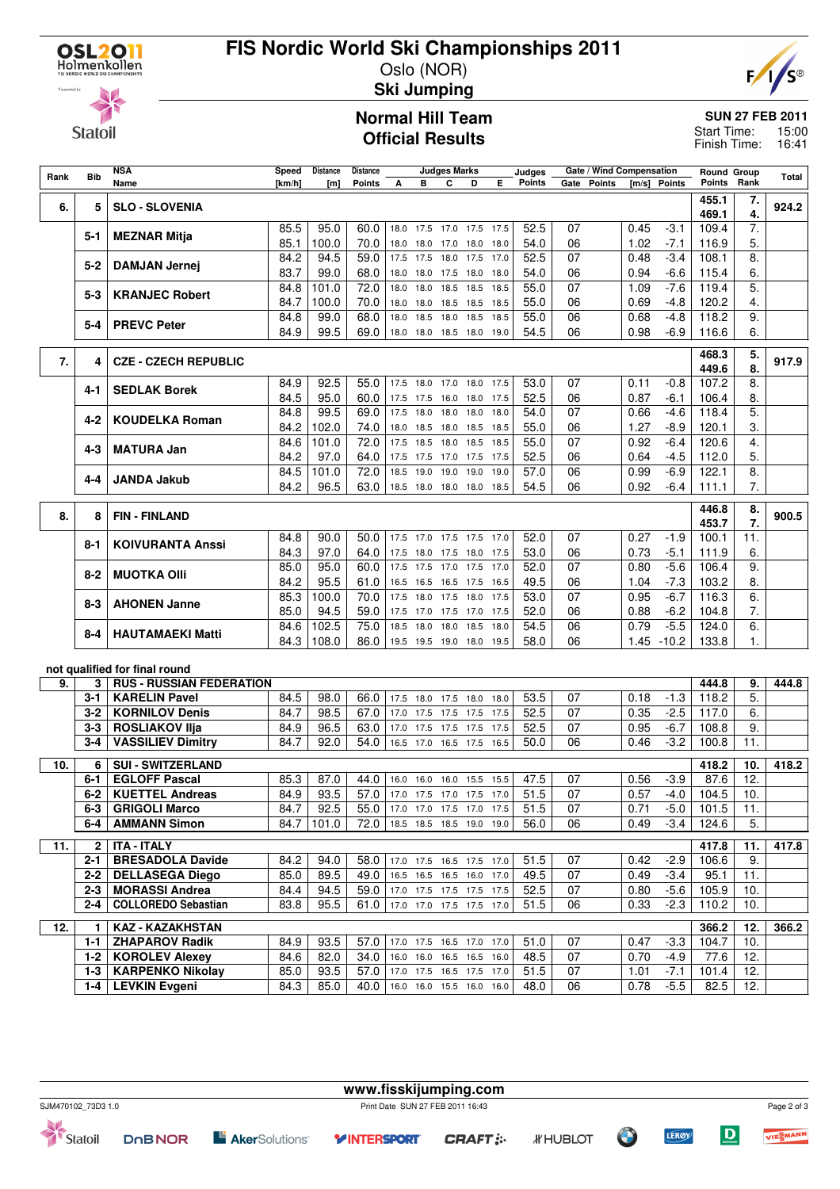# FIS Nordic World Ski Championships 2011

Oslo (NOR)

**Ski Jumping**

## Normal Hill Team
## Official Results

**SUN 27 FEB 2011**
Start Time: 15:00
Finish Time: 16:41

| Rank | Bib | NSA Name | Speed [km/h] | Distance [m] | Distance Points | A | B | C | D | E | Judges Points | Gate | Gate Points | Wind [m/s] | Wind Points | Round Points | Group Rank | Total |
|---|---|---|---|---|---|---|---|---|---|---|---|---|---|---|---|---|---|---|
| 6. | 5 | SLO - SLOVENIA | | | | | | | | | | | | | | 455.1 | 7. | 924.2 |
| | | | | | | | | | | | | | | | | 469.1 | 4. | |
| | 5-1 | MEZNAR Mitja | 85.5 | 95.0 | 60.0 | 18.0 | 17.5 | 17.0 | 17.5 | 17.5 | 52.5 | 07 | | 0.45 | -3.1 | 109.4 | 7. | |
| | | | 85.1 | 100.0 | 70.0 | 18.0 | 18.0 | 17.0 | 18.0 | 18.0 | 54.0 | 06 | | 1.02 | -7.1 | 116.9 | 5. | |
| | 5-2 | DAMJAN Jernej | 84.2 | 94.5 | 59.0 | 17.5 | 17.5 | 18.0 | 17.5 | 17.0 | 52.5 | 07 | | 0.48 | -3.4 | 108.1 | 8. | |
| | | | 83.7 | 99.0 | 68.0 | 18.0 | 18.0 | 17.5 | 18.0 | 18.0 | 54.0 | 06 | | 0.94 | -6.6 | 115.4 | 6. | |
| | 5-3 | KRANJEC Robert | 84.8 | 101.0 | 72.0 | 18.0 | 18.0 | 18.5 | 18.5 | 18.5 | 55.0 | 07 | | 1.09 | -7.6 | 119.4 | 5. | |
| | | | 84.7 | 100.0 | 70.0 | 18.0 | 18.0 | 18.5 | 18.5 | 18.5 | 55.0 | 06 | | 0.69 | -4.8 | 120.2 | 4. | |
| | 5-4 | PREVC Peter | 84.8 | 99.0 | 68.0 | 18.0 | 18.5 | 18.0 | 18.5 | 18.5 | 55.0 | 06 | | 0.68 | -4.8 | 118.2 | 9. | |
| | | | 84.9 | 99.5 | 69.0 | 18.0 | 18.0 | 18.5 | 18.0 | 19.0 | 54.5 | 06 | | 0.98 | -6.9 | 116.6 | 6. | |
| 7. | 4 | CZE - CZECH REPUBLIC | | | | | | | | | | | | | | 468.3 | 5. | 917.9 |
| | | | | | | | | | | | | | | | | 449.6 | 8. | |
| | 4-1 | SEDLAK Borek | 84.9 | 92.5 | 55.0 | 17.5 | 18.0 | 17.0 | 18.0 | 17.5 | 53.0 | 07 | | 0.11 | -0.8 | 107.2 | 8. | |
| | | | 84.5 | 95.0 | 60.0 | 17.5 | 17.5 | 16.0 | 18.0 | 17.5 | 52.5 | 06 | | 0.87 | -6.1 | 106.4 | 8. | |
| | 4-2 | KOUDELKA Roman | 84.8 | 99.5 | 69.0 | 17.5 | 18.0 | 18.0 | 18.0 | 18.0 | 54.0 | 07 | | 0.66 | -4.6 | 118.4 | 5. | |
| | | | 84.2 | 102.0 | 74.0 | 18.0 | 18.5 | 18.0 | 18.5 | 18.5 | 55.0 | 06 | | 1.27 | -8.9 | 120.1 | 3. | |
| | 4-3 | MATURA Jan | 84.6 | 101.0 | 72.0 | 17.5 | 18.5 | 18.0 | 18.5 | 18.5 | 55.0 | 07 | | 0.92 | -6.4 | 120.6 | 4. | |
| | | | 84.2 | 97.0 | 64.0 | 17.5 | 17.5 | 17.0 | 17.5 | 17.5 | 52.5 | 06 | | 0.64 | -4.5 | 112.0 | 5. | |
| | 4-4 | JANDA Jakub | 84.5 | 101.0 | 72.0 | 18.5 | 19.0 | 19.0 | 19.0 | 19.0 | 57.0 | 06 | | 0.99 | -6.9 | 122.1 | 8. | |
| | | | 84.2 | 96.5 | 63.0 | 18.5 | 18.0 | 18.0 | 18.0 | 18.5 | 54.5 | 06 | | 0.92 | -6.4 | 111.1 | 7. | |
| 8. | 8 | FIN - FINLAND | | | | | | | | | | | | | | 446.8 | 8. | 900.5 |
| | | | | | | | | | | | | | | | | 453.7 | 7. | |
| | 8-1 | KOIVURANTA Anssi | 84.8 | 90.0 | 50.0 | 17.5 | 17.0 | 17.5 | 17.5 | 17.0 | 52.0 | 07 | | 0.27 | -1.9 | 100.1 | 11. | |
| | | | 84.3 | 97.0 | 64.0 | 17.5 | 18.0 | 17.5 | 18.0 | 17.5 | 53.0 | 06 | | 0.73 | -5.1 | 111.9 | 6. | |
| | 8-2 | MUOTKA Olli | 85.0 | 95.0 | 60.0 | 17.5 | 17.5 | 17.0 | 17.5 | 17.0 | 52.0 | 07 | | 0.80 | -5.6 | 106.4 | 9. | |
| | | | 84.2 | 95.5 | 61.0 | 16.5 | 16.5 | 16.5 | 17.5 | 16.5 | 49.5 | 06 | | 1.04 | -7.3 | 103.2 | 8. | |
| | 8-3 | AHONEN Janne | 85.3 | 100.0 | 70.0 | 17.5 | 18.0 | 17.5 | 18.0 | 17.5 | 53.0 | 07 | | 0.95 | -6.7 | 116.3 | 6. | |
| | | | 85.0 | 94.5 | 59.0 | 17.5 | 17.0 | 17.5 | 17.0 | 17.5 | 52.0 | 06 | | 0.88 | -6.2 | 104.8 | 7. | |
| | 8-4 | HAUTAMAEKI Matti | 84.6 | 102.5 | 75.0 | 18.5 | 18.0 | 18.0 | 18.5 | 18.0 | 54.5 | 06 | | 0.79 | -5.5 | 124.0 | 6. | |
| | | | 84.3 | 108.0 | 86.0 | 19.5 | 19.5 | 19.0 | 18.0 | 19.5 | 58.0 | 06 | | 1.45 | -10.2 | 133.8 | 1. | |

**not qualified for final round**

| Rank | Bib | NSA Name | Speed [km/h] | Distance [m] | Distance Points | A | B | C | D | E | Judges Points | Gate | Gate Points | Wind [m/s] | Wind Points | Round Points | Group Rank | Total |
|---|---|---|---|---|---|---|---|---|---|---|---|---|---|---|---|---|---|---|
| 9. | 3 | RUS - RUSSIAN FEDERATION | | | | | | | | | | | | | | 444.8 | 9. | 444.8 |
| | 3-1 | KARELIN Pavel | 84.5 | 98.0 | 66.0 | 17.5 | 18.0 | 17.5 | 18.0 | 18.0 | 53.5 | 07 | | 0.18 | -1.3 | 118.2 | 5. | |
| | 3-2 | KORNILOV Denis | 84.7 | 98.5 | 67.0 | 17.0 | 17.5 | 17.5 | 17.5 | 17.5 | 52.5 | 07 | | 0.35 | -2.5 | 117.0 | 6. | |
| | 3-3 | ROSLIAKOV Ilja | 84.9 | 96.5 | 63.0 | 17.0 | 17.5 | 17.5 | 17.5 | 17.5 | 52.5 | 07 | | 0.95 | -6.7 | 108.8 | 9. | |
| | 3-4 | VASSILIEV Dimitry | 84.7 | 92.0 | 54.0 | 16.5 | 17.0 | 16.5 | 17.5 | 16.5 | 50.0 | 06 | | 0.46 | -3.2 | 100.8 | 11. | |
| 10. | 6 | SUI - SWITZERLAND | | | | | | | | | | | | | | 418.2 | 10. | 418.2 |
| | 6-1 | EGLOFF Pascal | 85.3 | 87.0 | 44.0 | 16.0 | 16.0 | 16.0 | 15.5 | 15.5 | 47.5 | 07 | | 0.56 | -3.9 | 87.6 | 12. | |
| | 6-2 | KUETTEL Andreas | 84.9 | 93.5 | 57.0 | 17.0 | 17.5 | 17.0 | 17.5 | 17.0 | 51.5 | 07 | | 0.57 | -4.0 | 104.5 | 10. | |
| | 6-3 | GRIGOLI Marco | 84.7 | 92.5 | 55.0 | 17.0 | 17.0 | 17.5 | 17.0 | 17.5 | 51.5 | 07 | | 0.71 | -5.0 | 101.5 | 11. | |
| | 6-4 | AMMANN Simon | 84.7 | 101.0 | 72.0 | 18.5 | 18.5 | 18.5 | 19.0 | 19.0 | 56.0 | 06 | | 0.49 | -3.4 | 124.6 | 5. | |
| 11. | 2 | ITA - ITALY | | | | | | | | | | | | | | 417.8 | 11. | 417.8 |
| | 2-1 | BRESADOLA Davide | 84.2 | 94.0 | 58.0 | 17.0 | 17.5 | 16.5 | 17.5 | 17.0 | 51.5 | 07 | | 0.42 | -2.9 | 106.6 | 9. | |
| | 2-2 | DELLASEGA Diego | 85.0 | 89.5 | 49.0 | 16.5 | 16.5 | 16.5 | 16.0 | 17.0 | 49.5 | 07 | | 0.49 | -3.4 | 95.1 | 11. | |
| | 2-3 | MORASSI Andrea | 84.4 | 94.5 | 59.0 | 17.0 | 17.5 | 17.5 | 17.5 | 17.5 | 52.5 | 07 | | 0.80 | -5.6 | 105.9 | 10. | |
| | 2-4 | COLLOREDO Sebastian | 83.8 | 95.5 | 61.0 | 17.0 | 17.0 | 17.5 | 17.5 | 17.0 | 51.5 | 06 | | 0.33 | -2.3 | 110.2 | 10. | |
| 12. | 1 | KAZ - KAZAKHSTAN | | | | | | | | | | | | | | 366.2 | 12. | 366.2 |
| | 1-1 | ZHAPAROV Radik | 84.9 | 93.5 | 57.0 | 17.0 | 17.5 | 16.5 | 17.0 | 17.0 | 51.0 | 07 | | 0.47 | -3.3 | 104.7 | 10. | |
| | 1-2 | KOROLEV Alexey | 84.6 | 82.0 | 34.0 | 16.0 | 16.0 | 16.5 | 16.5 | 16.0 | 48.5 | 07 | | 0.70 | -4.9 | 77.6 | 12. | |
| | 1-3 | KARPENKO Nikolay | 85.0 | 93.5 | 57.0 | 17.0 | 17.5 | 16.5 | 17.5 | 17.0 | 51.5 | 07 | | 1.01 | -7.1 | 101.4 | 12. | |
| | 1-4 | LEVKIN Evgeni | 84.3 | 85.0 | 40.0 | 16.0 | 16.0 | 15.5 | 16.0 | 16.0 | 48.0 | 06 | | 0.78 | -5.5 | 82.5 | 12. | |

www.fisskijumping.com

SJM470102_73D3 1.0 — Print Date SUN 27 FEB 2011 16:43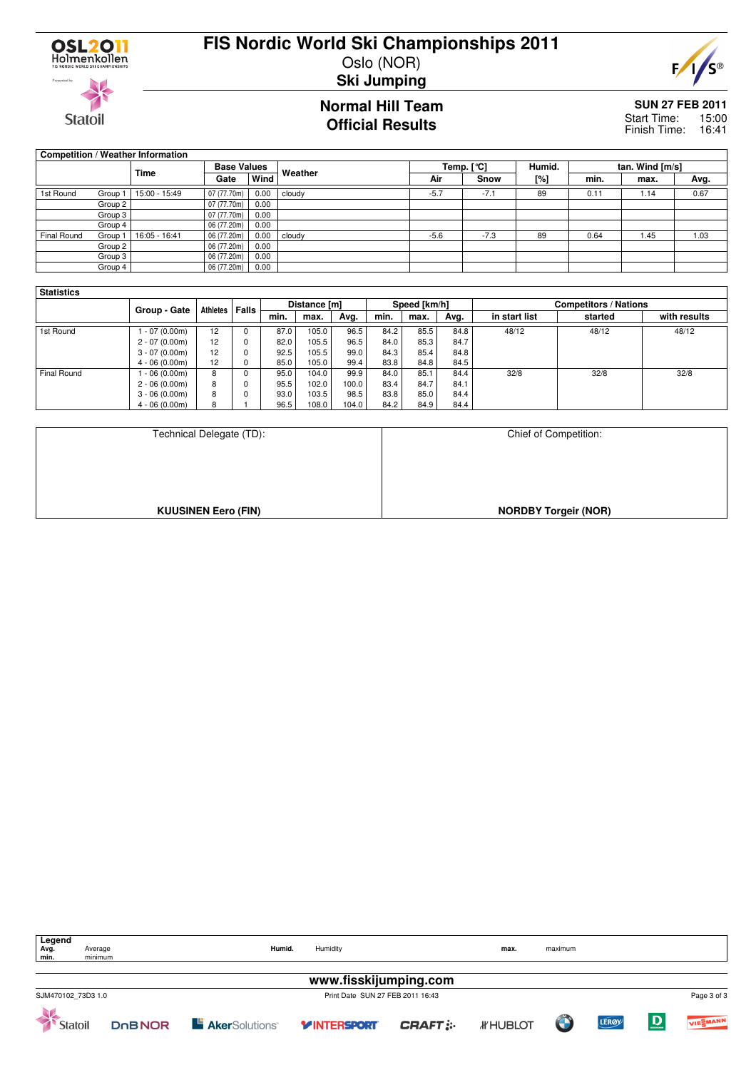# FIS Nordic World Ski Championships 2011

Oslo (NOR)

**Ski Jumping**

## Normal Hill Team
## Official Results

**SUN 27 FEB 2011**
Start Time: 15:00
Finish Time: 16:41

**Competition / Weather Information**

| | | Time | Base Values Gate | Base Values Wind | Weather | Temp. [°C] Air | Temp. [°C] Snow | Humid. [%] | tan. Wind [m/s] min. | tan. Wind [m/s] max. | tan. Wind [m/s] Avg. |
|---|---|---|---|---|---|---|---|---|---|---|---|
| 1st Round | Group 1 | 15:00 - 15:49 | 07 (77.70m) | 0.00 | cloudy | -5.7 | -7.1 | 89 | 0.11 | 1.14 | 0.67 |
| | Group 2 | | 07 (77.70m) | 0.00 | | | | | | | |
| | Group 3 | | 07 (77.70m) | 0.00 | | | | | | | |
| | Group 4 | | 06 (77.20m) | 0.00 | | | | | | | |
| Final Round | Group 1 | 16:05 - 16:41 | 06 (77.20m) | 0.00 | cloudy | -5.6 | -7.3 | 89 | 0.64 | 1.45 | 1.03 |
| | Group 2 | | 06 (77.20m) | 0.00 | | | | | | | |
| | Group 3 | | 06 (77.20m) | 0.00 | | | | | | | |
| | Group 4 | | 06 (77.20m) | 0.00 | | | | | | | |

**Statistics**

| | Group - Gate | Athletes | Falls | Distance [m] min. | Distance [m] max. | Distance [m] Avg. | Speed [km/h] min. | Speed [km/h] max. | Speed [km/h] Avg. | Competitors / Nations in start list | Competitors / Nations started | Competitors / Nations with results |
|---|---|---|---|---|---|---|---|---|---|---|---|---|
| 1st Round | 1 - 07 (0.00m) | 12 | 0 | 87.0 | 105.0 | 96.5 | 84.2 | 85.5 | 84.8 | 48/12 | 48/12 | 48/12 |
| | 2 - 07 (0.00m) | 12 | 0 | 82.0 | 105.5 | 96.5 | 84.0 | 85.3 | 84.7 | | | |
| | 3 - 07 (0.00m) | 12 | 0 | 92.5 | 105.5 | 99.0 | 84.3 | 85.4 | 84.8 | | | |
| | 4 - 06 (0.00m) | 12 | 0 | 85.0 | 105.0 | 99.4 | 83.8 | 84.8 | 84.5 | | | |
| Final Round | 1 - 06 (0.00m) | 8 | 0 | 95.0 | 104.0 | 99.9 | 84.0 | 85.1 | 84.4 | 32/8 | 32/8 | 32/8 |
| | 2 - 06 (0.00m) | 8 | 0 | 95.5 | 102.0 | 100.0 | 83.4 | 84.7 | 84.1 | | | |
| | 3 - 06 (0.00m) | 8 | 0 | 93.0 | 103.5 | 98.5 | 83.8 | 85.0 | 84.4 | | | |
| | 4 - 06 (0.00m) | 8 | 1 | 96.5 | 108.0 | 104.0 | 84.2 | 84.9 | 84.4 | | | |

| Technical Delegate (TD): | Chief of Competition: |
|---|---|
| **KUUSINEN Eero (FIN)** | **NORDBY Torgeir (NOR)** |

**Legend**

| | | | | | |
|---|---|---|---|---|---|
| **Avg.** | Average | **Humid.** | Humidity | **max.** | maximum |
| **min.** | minimum | | | | |

www.fisskijumping.com

SJM470102_73D3 1.0 — Print Date SUN 27 FEB 2011 16:43